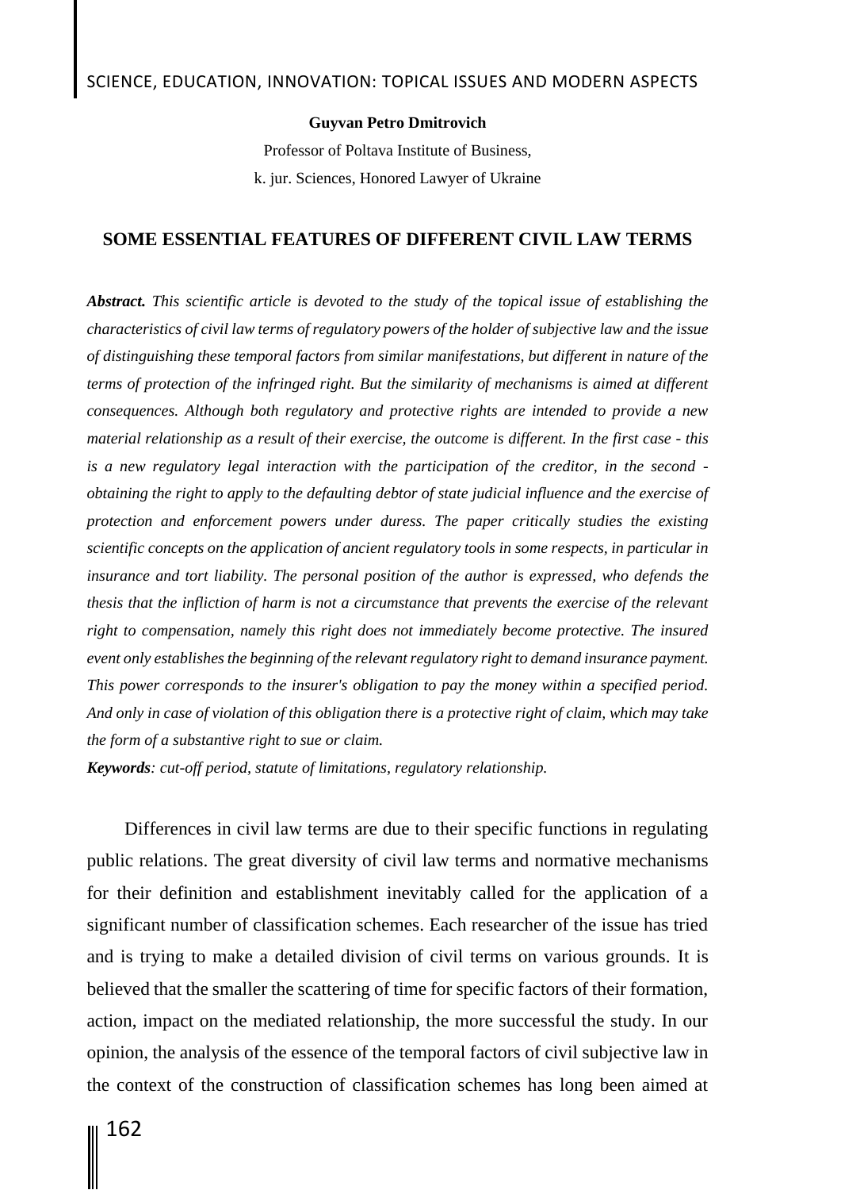**Guyvan Petro Dmitrovich**

Professor of Poltava Institute of Business,

k. jur. Sciences, Honored Lawyer of Ukraine

# SOME ESSENTIAL FEATURES OF DIFFERENT CIVIL LAW TERMS

***Abstract.*** *This scientific article is devoted to the study of the topical issue of establishing the characteristics of civil law terms of regulatory powers of the holder of subjective law and the issue of distinguishing these temporal factors from similar manifestations, but different in nature of the terms of protection of the infringed right. But the similarity of mechanisms is aimed at different consequences. Although both regulatory and protective rights are intended to provide a new material relationship as a result of their exercise, the outcome is different. In the first case - this is a new regulatory legal interaction with the participation of the creditor, in the second - obtaining the right to apply to the defaulting debtor of state judicial influence and the exercise of protection and enforcement powers under duress. The paper critically studies the existing scientific concepts on the application of ancient regulatory tools in some respects, in particular in insurance and tort liability. The personal position of the author is expressed, who defends the thesis that the infliction of harm is not a circumstance that prevents the exercise of the relevant right to compensation, namely this right does not immediately become protective. The insured event only establishes the beginning of the relevant regulatory right to demand insurance payment. This power corresponds to the insurer's obligation to pay the money within a specified period. And only in case of violation of this obligation there is a protective right of claim, which may take the form of a substantive right to sue or claim.*

***Keywords****: cut-off period, statute of limitations, regulatory relationship.*

Differences in civil law terms are due to their specific functions in regulating public relations. The great diversity of civil law terms and normative mechanisms for their definition and establishment inevitably called for the application of a significant number of classification schemes. Each researcher of the issue has tried and is trying to make a detailed division of civil terms on various grounds. It is believed that the smaller the scattering of time for specific factors of their formation, action, impact on the mediated relationship, the more successful the study. In our opinion, the analysis of the essence of the temporal factors of civil subjective law in the context of the construction of classification schemes has long been aimed at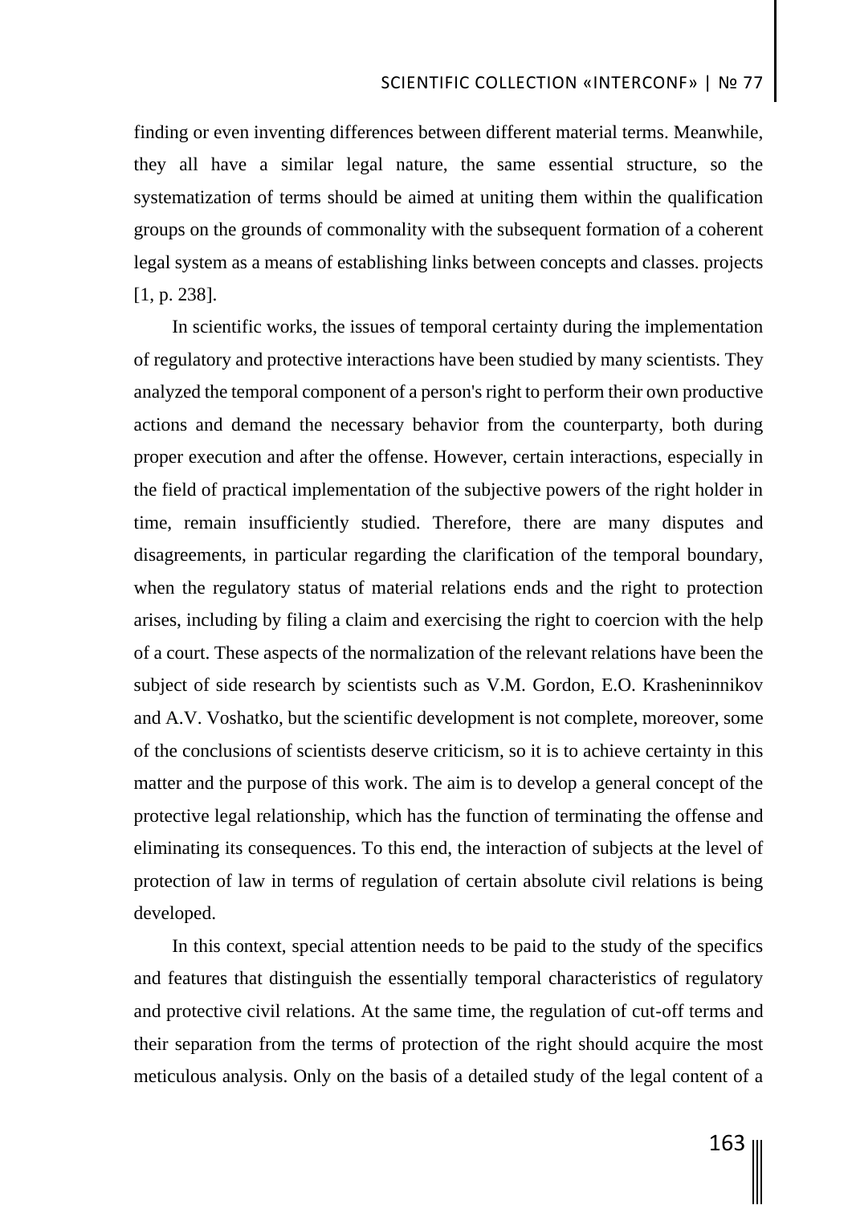finding or even inventing differences between different material terms. Meanwhile, they all have a similar legal nature, the same essential structure, so the systematization of terms should be aimed at uniting them within the qualification groups on the grounds of commonality with the subsequent formation of a coherent legal system as a means of establishing links between concepts and classes. projects [1, p. 238].

In scientific works, the issues of temporal certainty during the implementation of regulatory and protective interactions have been studied by many scientists. They analyzed the temporal component of a person's right to perform their own productive actions and demand the necessary behavior from the counterparty, both during proper execution and after the offense. However, certain interactions, especially in the field of practical implementation of the subjective powers of the right holder in time, remain insufficiently studied. Therefore, there are many disputes and disagreements, in particular regarding the clarification of the temporal boundary, when the regulatory status of material relations ends and the right to protection arises, including by filing a claim and exercising the right to coercion with the help of a court. These aspects of the normalization of the relevant relations have been the subject of side research by scientists such as V.M. Gordon, E.O. Krasheninnikov and A.V. Voshatko, but the scientific development is not complete, moreover, some of the conclusions of scientists deserve criticism, so it is to achieve certainty in this matter and the purpose of this work. The aim is to develop a general concept of the protective legal relationship, which has the function of terminating the offense and eliminating its consequences. To this end, the interaction of subjects at the level of protection of law in terms of regulation of certain absolute civil relations is being developed.

In this context, special attention needs to be paid to the study of the specifics and features that distinguish the essentially temporal characteristics of regulatory and protective civil relations. At the same time, the regulation of cut-off terms and their separation from the terms of protection of the right should acquire the most meticulous analysis. Only on the basis of a detailed study of the legal content of a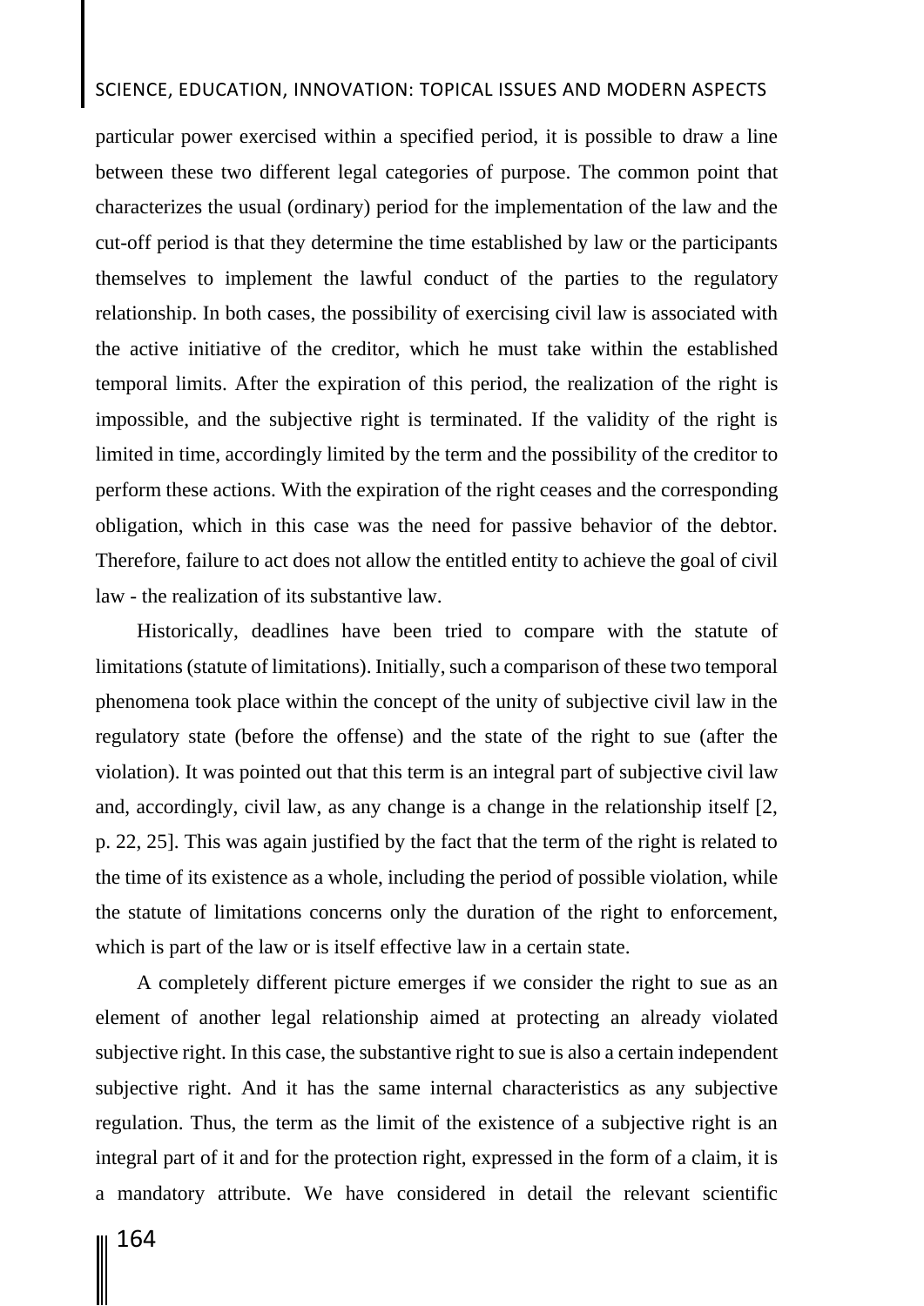particular power exercised within a specified period, it is possible to draw a line between these two different legal categories of purpose. The common point that characterizes the usual (ordinary) period for the implementation of the law and the cut-off period is that they determine the time established by law or the participants themselves to implement the lawful conduct of the parties to the regulatory relationship. In both cases, the possibility of exercising civil law is associated with the active initiative of the creditor, which he must take within the established temporal limits. After the expiration of this period, the realization of the right is impossible, and the subjective right is terminated. If the validity of the right is limited in time, accordingly limited by the term and the possibility of the creditor to perform these actions. With the expiration of the right ceases and the corresponding obligation, which in this case was the need for passive behavior of the debtor. Therefore, failure to act does not allow the entitled entity to achieve the goal of civil law - the realization of its substantive law.

Historically, deadlines have been tried to compare with the statute of limitations (statute of limitations). Initially, such a comparison of these two temporal phenomena took place within the concept of the unity of subjective civil law in the regulatory state (before the offense) and the state of the right to sue (after the violation). It was pointed out that this term is an integral part of subjective civil law and, accordingly, civil law, as any change is a change in the relationship itself [2, p. 22, 25]. This was again justified by the fact that the term of the right is related to the time of its existence as a whole, including the period of possible violation, while the statute of limitations concerns only the duration of the right to enforcement, which is part of the law or is itself effective law in a certain state.

A completely different picture emerges if we consider the right to sue as an element of another legal relationship aimed at protecting an already violated subjective right. In this case, the substantive right to sue is also a certain independent subjective right. And it has the same internal characteristics as any subjective regulation. Thus, the term as the limit of the existence of a subjective right is an integral part of it and for the protection right, expressed in the form of a claim, it is a mandatory attribute. We have considered in detail the relevant scientific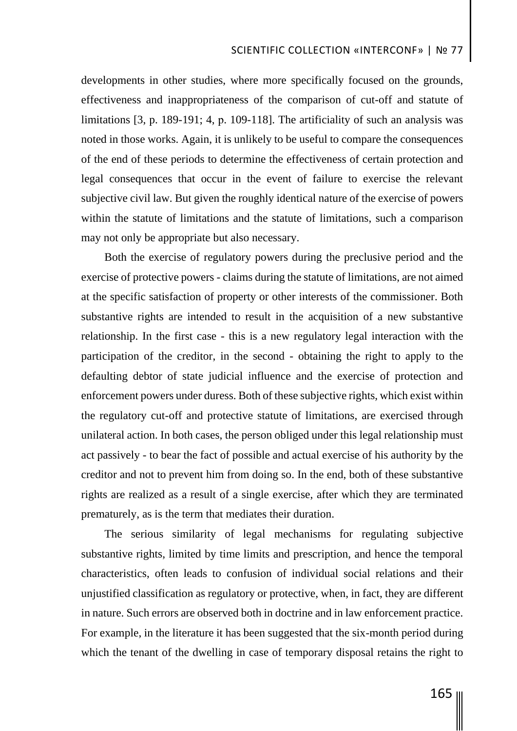developments in other studies, where more specifically focused on the grounds, effectiveness and inappropriateness of the comparison of cut-off and statute of limitations [3, p. 189-191; 4, p. 109-118]. The artificiality of such an analysis was noted in those works. Again, it is unlikely to be useful to compare the consequences of the end of these periods to determine the effectiveness of certain protection and legal consequences that occur in the event of failure to exercise the relevant subjective civil law. But given the roughly identical nature of the exercise of powers within the statute of limitations and the statute of limitations, such a comparison may not only be appropriate but also necessary.

Both the exercise of regulatory powers during the preclusive period and the exercise of protective powers - claims during the statute of limitations, are not aimed at the specific satisfaction of property or other interests of the commissioner. Both substantive rights are intended to result in the acquisition of a new substantive relationship. In the first case - this is a new regulatory legal interaction with the participation of the creditor, in the second - obtaining the right to apply to the defaulting debtor of state judicial influence and the exercise of protection and enforcement powers under duress. Both of these subjective rights, which exist within the regulatory cut-off and protective statute of limitations, are exercised through unilateral action. In both cases, the person obliged under this legal relationship must act passively - to bear the fact of possible and actual exercise of his authority by the creditor and not to prevent him from doing so. In the end, both of these substantive rights are realized as a result of a single exercise, after which they are terminated prematurely, as is the term that mediates their duration.

The serious similarity of legal mechanisms for regulating subjective substantive rights, limited by time limits and prescription, and hence the temporal characteristics, often leads to confusion of individual social relations and their unjustified classification as regulatory or protective, when, in fact, they are different in nature. Such errors are observed both in doctrine and in law enforcement practice. For example, in the literature it has been suggested that the six-month period during which the tenant of the dwelling in case of temporary disposal retains the right to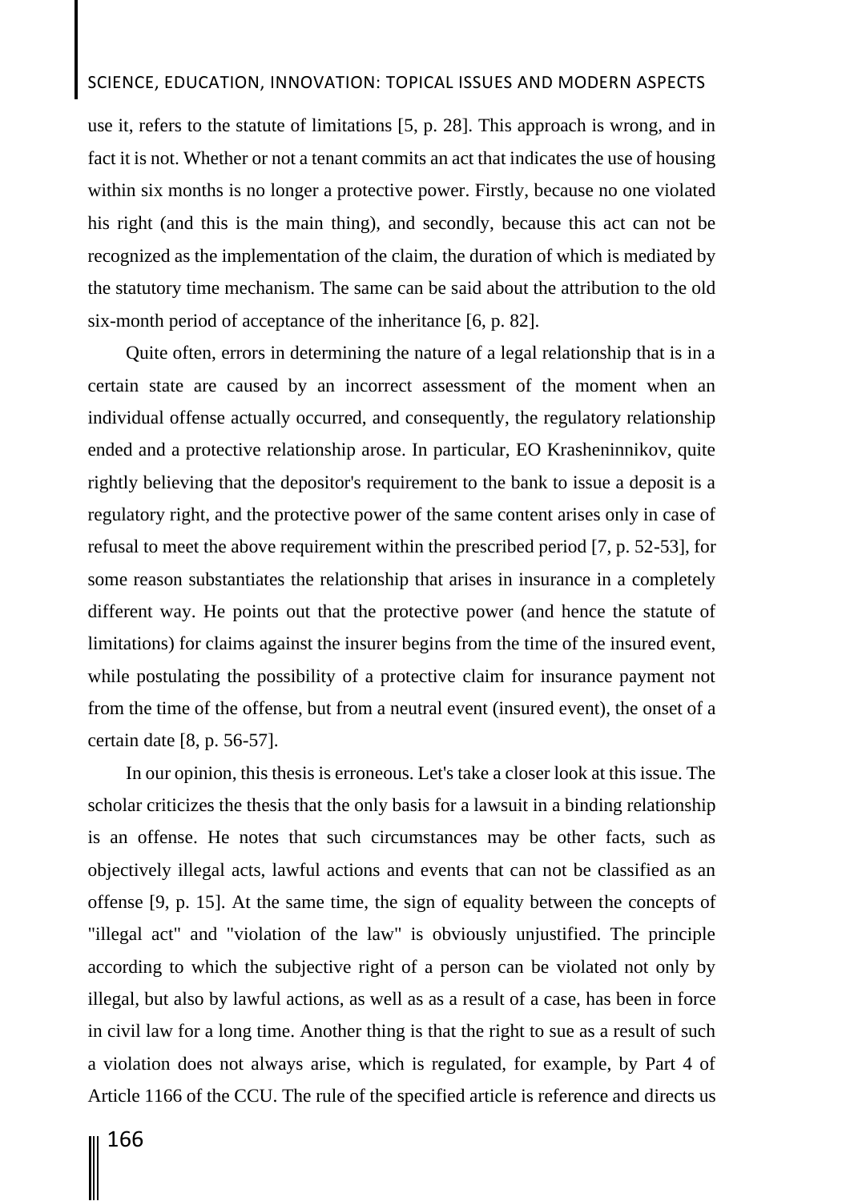use it, refers to the statute of limitations [5, p. 28]. This approach is wrong, and in fact it is not. Whether or not a tenant commits an act that indicates the use of housing within six months is no longer a protective power. Firstly, because no one violated his right (and this is the main thing), and secondly, because this act can not be recognized as the implementation of the claim, the duration of which is mediated by the statutory time mechanism. The same can be said about the attribution to the old six-month period of acceptance of the inheritance [6, p. 82].

Quite often, errors in determining the nature of a legal relationship that is in a certain state are caused by an incorrect assessment of the moment when an individual offense actually occurred, and consequently, the regulatory relationship ended and a protective relationship arose. In particular, EO Krasheninnikov, quite rightly believing that the depositor's requirement to the bank to issue a deposit is a regulatory right, and the protective power of the same content arises only in case of refusal to meet the above requirement within the prescribed period [7, p. 52-53], for some reason substantiates the relationship that arises in insurance in a completely different way. He points out that the protective power (and hence the statute of limitations) for claims against the insurer begins from the time of the insured event, while postulating the possibility of a protective claim for insurance payment not from the time of the offense, but from a neutral event (insured event), the onset of a certain date [8, p. 56-57].

In our opinion, this thesis is erroneous. Let's take a closer look at this issue. The scholar criticizes the thesis that the only basis for a lawsuit in a binding relationship is an offense. He notes that such circumstances may be other facts, such as objectively illegal acts, lawful actions and events that can not be classified as an offense [9, p. 15]. At the same time, the sign of equality between the concepts of "illegal act" and "violation of the law" is obviously unjustified. The principle according to which the subjective right of a person can be violated not only by illegal, but also by lawful actions, as well as as a result of a case, has been in force in civil law for a long time. Another thing is that the right to sue as a result of such a violation does not always arise, which is regulated, for example, by Part 4 of Article 1166 of the CCU. The rule of the specified article is reference and directs us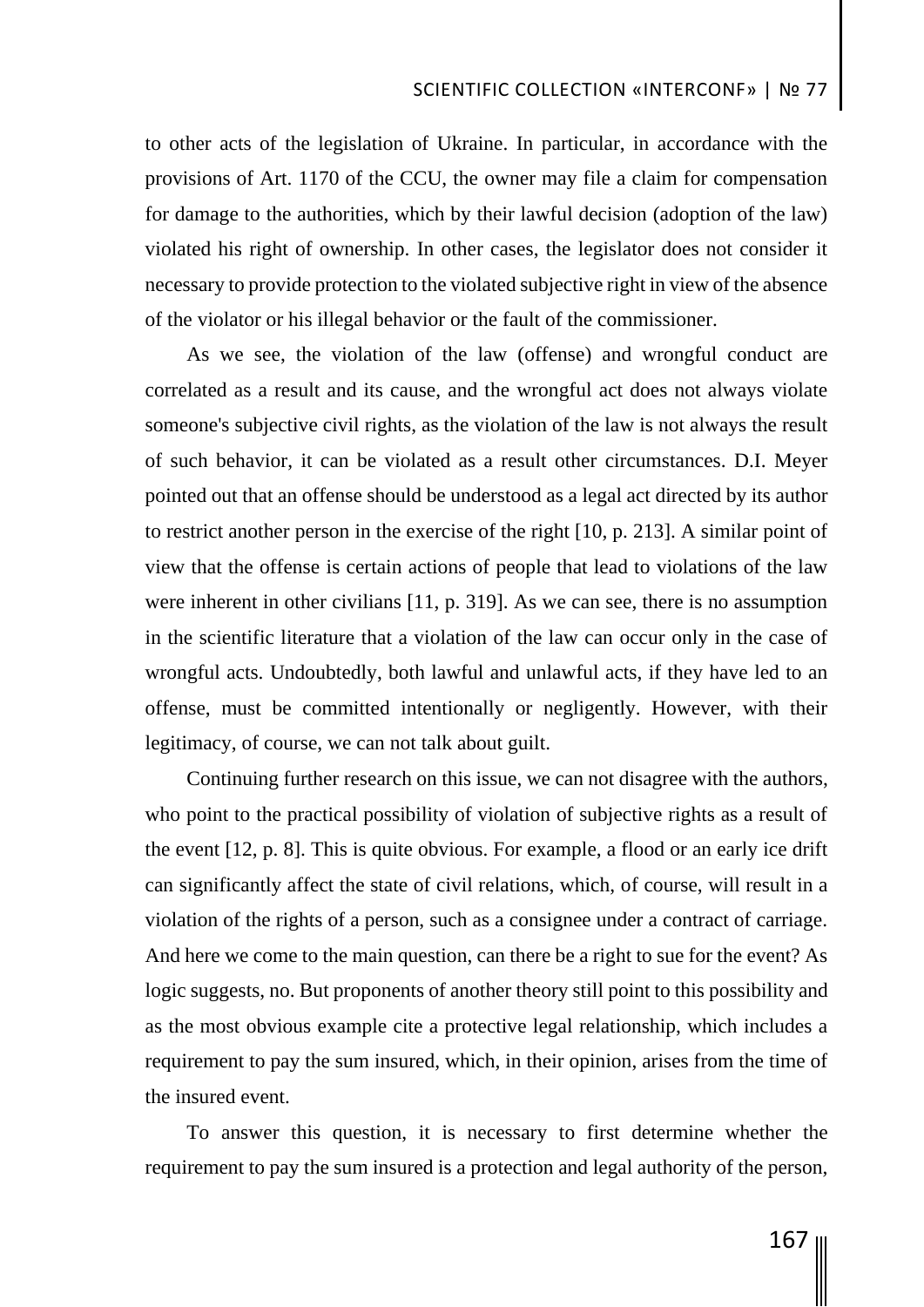to other acts of the legislation of Ukraine. In particular, in accordance with the provisions of Art. 1170 of the CCU, the owner may file a claim for compensation for damage to the authorities, which by their lawful decision (adoption of the law) violated his right of ownership. In other cases, the legislator does not consider it necessary to provide protection to the violated subjective right in view of the absence of the violator or his illegal behavior or the fault of the commissioner.

As we see, the violation of the law (offense) and wrongful conduct are correlated as a result and its cause, and the wrongful act does not always violate someone's subjective civil rights, as the violation of the law is not always the result of such behavior, it can be violated as a result other circumstances. D.I. Meyer pointed out that an offense should be understood as a legal act directed by its author to restrict another person in the exercise of the right [10, p. 213]. A similar point of view that the offense is certain actions of people that lead to violations of the law were inherent in other civilians [11, p. 319]. As we can see, there is no assumption in the scientific literature that a violation of the law can occur only in the case of wrongful acts. Undoubtedly, both lawful and unlawful acts, if they have led to an offense, must be committed intentionally or negligently. However, with their legitimacy, of course, we can not talk about guilt.

Continuing further research on this issue, we can not disagree with the authors, who point to the practical possibility of violation of subjective rights as a result of the event [12, p. 8]. This is quite obvious. For example, a flood or an early ice drift can significantly affect the state of civil relations, which, of course, will result in a violation of the rights of a person, such as a consignee under a contract of carriage. And here we come to the main question, can there be a right to sue for the event? As logic suggests, no. But proponents of another theory still point to this possibility and as the most obvious example cite a protective legal relationship, which includes a requirement to pay the sum insured, which, in their opinion, arises from the time of the insured event.

To answer this question, it is necessary to first determine whether the requirement to pay the sum insured is a protection and legal authority of the person,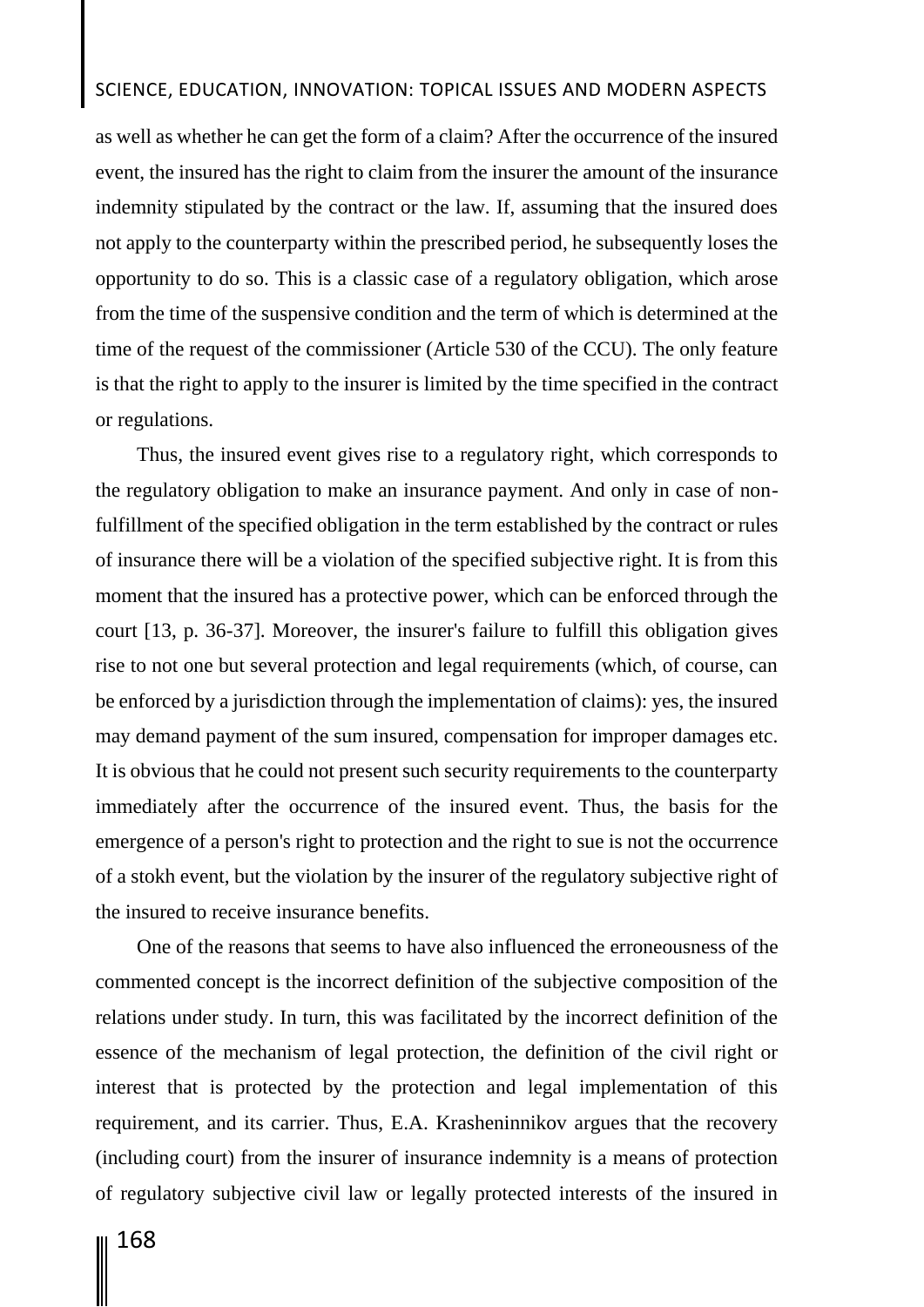as well as whether he can get the form of a claim? After the occurrence of the insured event, the insured has the right to claim from the insurer the amount of the insurance indemnity stipulated by the contract or the law. If, assuming that the insured does not apply to the counterparty within the prescribed period, he subsequently loses the opportunity to do so. This is a classic case of a regulatory obligation, which arose from the time of the suspensive condition and the term of which is determined at the time of the request of the commissioner (Article 530 of the CCU). The only feature is that the right to apply to the insurer is limited by the time specified in the contract or regulations.

Thus, the insured event gives rise to a regulatory right, which corresponds to the regulatory obligation to make an insurance payment. And only in case of non-fulfillment of the specified obligation in the term established by the contract or rules of insurance there will be a violation of the specified subjective right. It is from this moment that the insured has a protective power, which can be enforced through the court [13, p. 36-37]. Moreover, the insurer's failure to fulfill this obligation gives rise to not one but several protection and legal requirements (which, of course, can be enforced by a jurisdiction through the implementation of claims): yes, the insured may demand payment of the sum insured, compensation for improper damages etc. It is obvious that he could not present such security requirements to the counterparty immediately after the occurrence of the insured event. Thus, the basis for the emergence of a person's right to protection and the right to sue is not the occurrence of a stokh event, but the violation by the insurer of the regulatory subjective right of the insured to receive insurance benefits.

One of the reasons that seems to have also influenced the erroneousness of the commented concept is the incorrect definition of the subjective composition of the relations under study. In turn, this was facilitated by the incorrect definition of the essence of the mechanism of legal protection, the definition of the civil right or interest that is protected by the protection and legal implementation of this requirement, and its carrier. Thus, E.A. Krasheninnikov argues that the recovery (including court) from the insurer of insurance indemnity is a means of protection of regulatory subjective civil law or legally protected interests of the insured in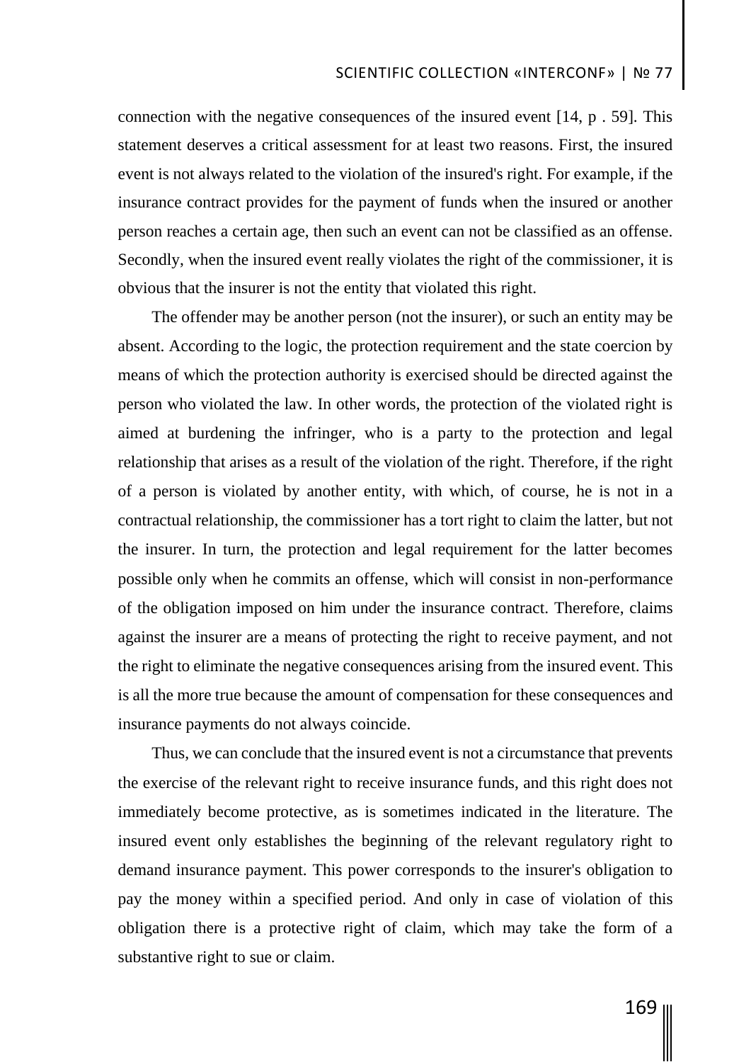connection with the negative consequences of the insured event [14, p . 59]. This statement deserves a critical assessment for at least two reasons. First, the insured event is not always related to the violation of the insured's right. For example, if the insurance contract provides for the payment of funds when the insured or another person reaches a certain age, then such an event can not be classified as an offense. Secondly, when the insured event really violates the right of the commissioner, it is obvious that the insurer is not the entity that violated this right.

The offender may be another person (not the insurer), or such an entity may be absent. According to the logic, the protection requirement and the state coercion by means of which the protection authority is exercised should be directed against the person who violated the law. In other words, the protection of the violated right is aimed at burdening the infringer, who is a party to the protection and legal relationship that arises as a result of the violation of the right. Therefore, if the right of a person is violated by another entity, with which, of course, he is not in a contractual relationship, the commissioner has a tort right to claim the latter, but not the insurer. In turn, the protection and legal requirement for the latter becomes possible only when he commits an offense, which will consist in non-performance of the obligation imposed on him under the insurance contract. Therefore, claims against the insurer are a means of protecting the right to receive payment, and not the right to eliminate the negative consequences arising from the insured event. This is all the more true because the amount of compensation for these consequences and insurance payments do not always coincide.

Thus, we can conclude that the insured event is not a circumstance that prevents the exercise of the relevant right to receive insurance funds, and this right does not immediately become protective, as is sometimes indicated in the literature. The insured event only establishes the beginning of the relevant regulatory right to demand insurance payment. This power corresponds to the insurer's obligation to pay the money within a specified period. And only in case of violation of this obligation there is a protective right of claim, which may take the form of a substantive right to sue or claim.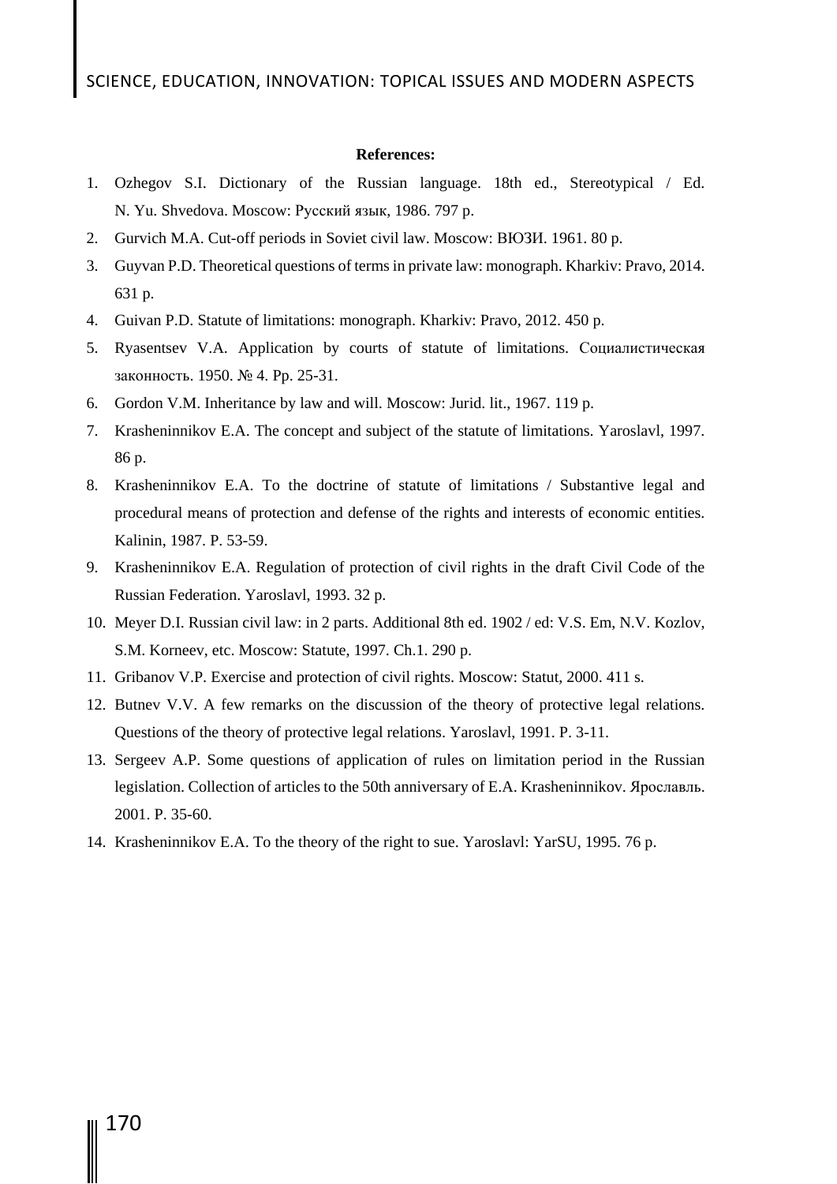**References:**

1. Ozhegov S.I. Dictionary of the Russian language. 18th ed., Stereotypical / Ed. N. Yu. Shvedova. Moscow: Русский язык, 1986. 797 p.
2. Gurvich M.A. Cut-off periods in Soviet civil law. Moscow: ВЮЗИ. 1961. 80 p.
3. Guyvan P.D. Theoretical questions of terms in private law: monograph. Kharkiv: Pravo, 2014. 631 p.
4. Guivan P.D. Statute of limitations: monograph. Kharkiv: Pravo, 2012. 450 p.
5. Ryasentsev V.A. Application by courts of statute of limitations. Социалистическая законность. 1950. № 4. Pp. 25-31.
6. Gordon V.M. Inheritance by law and will. Moscow: Jurid. lit., 1967. 119 p.
7. Krasheninnikov E.A. The concept and subject of the statute of limitations. Yaroslavl, 1997. 86 p.
8. Krasheninnikov E.A. To the doctrine of statute of limitations / Substantive legal and procedural means of protection and defense of the rights and interests of economic entities. Kalinin, 1987. P. 53-59.
9. Krasheninnikov E.A. Regulation of protection of civil rights in the draft Civil Code of the Russian Federation. Yaroslavl, 1993. 32 p.
10. Meyer D.I. Russian civil law: in 2 parts. Additional 8th ed. 1902 / ed: V.S. Em, N.V. Kozlov, S.M. Korneev, etc. Moscow: Statute, 1997. Ch.1. 290 p.
11. Gribanov V.P. Exercise and protection of civil rights. Moscow: Statut, 2000. 411 s.
12. Butnev V.V. A few remarks on the discussion of the theory of protective legal relations. Questions of the theory of protective legal relations. Yaroslavl, 1991. P. 3-11.
13. Sergeev A.P. Some questions of application of rules on limitation period in the Russian legislation. Collection of articles to the 50th anniversary of E.A. Krasheninnikov. Ярославль. 2001. P. 35-60.
14. Krasheninnikov E.A. To the theory of the right to sue. Yaroslavl: YarSU, 1995. 76 p.